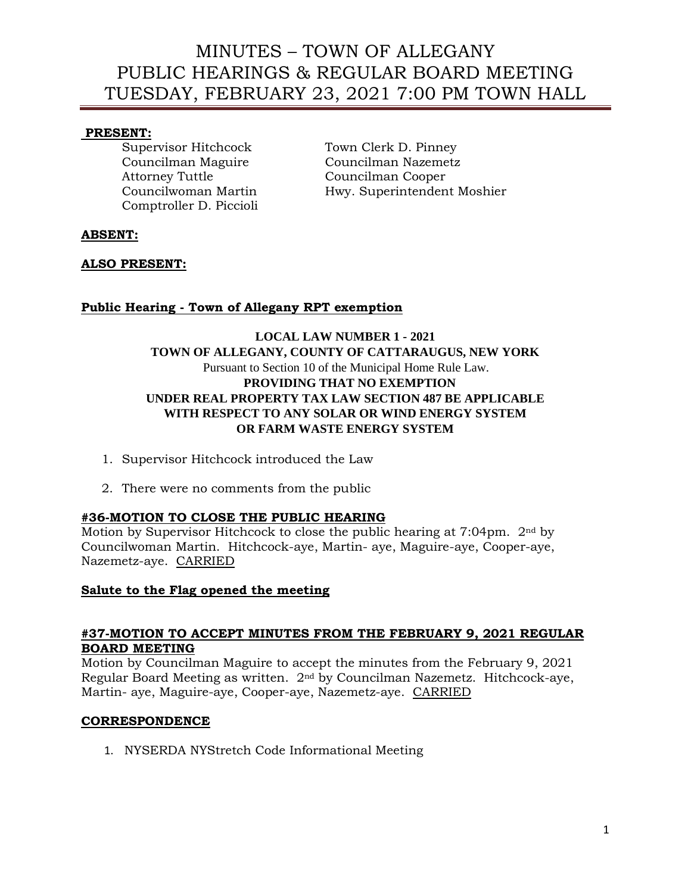# MINUTES – TOWN OF ALLEGANY
# PUBLIC HEARINGS & REGULAR BOARD MEETING
# TUESDAY, FEBRUARY 23, 2021 7:00 PM TOWN HALL

**PRESENT:**

Supervisor Hitchcock
Councilman Maguire
Attorney Tuttle
Councilwoman Martin
Comptroller D. Piccioli
Town Clerk D. Pinney
Councilman Nazemetz
Councilman Cooper
Hwy. Superintendent Moshier

**ABSENT:**

**ALSO PRESENT:**

**Public Hearing - Town of Allegany RPT exemption**

**LOCAL LAW NUMBER 1 - 2021**
**TOWN OF ALLEGANY, COUNTY OF CATTARAUGUS, NEW YORK**
Pursuant to Section 10 of the Municipal Home Rule Law.
**PROVIDING THAT NO EXEMPTION UNDER REAL PROPERTY TAX LAW SECTION 487 BE APPLICABLE WITH RESPECT TO ANY SOLAR OR WIND ENERGY SYSTEM OR FARM WASTE ENERGY SYSTEM**

1. Supervisor Hitchcock introduced the Law
2. There were no comments from the public

**#36-MOTION TO CLOSE THE PUBLIC HEARING**

Motion by Supervisor Hitchcock to close the public hearing at 7:04pm. 2nd by Councilwoman Martin. Hitchcock-aye, Martin- aye, Maguire-aye, Cooper-aye, Nazemetz-aye. CARRIED

**Salute to the Flag opened the meeting**

**#37-MOTION TO ACCEPT MINUTES FROM THE FEBRUARY 9, 2021 REGULAR BOARD MEETING**

Motion by Councilman Maguire to accept the minutes from the February 9, 2021 Regular Board Meeting as written. 2nd by Councilman Nazemetz. Hitchcock-aye, Martin- aye, Maguire-aye, Cooper-aye, Nazemetz-aye. CARRIED

**CORRESPONDENCE**

1. NYSERDA NYStretch Code Informational Meeting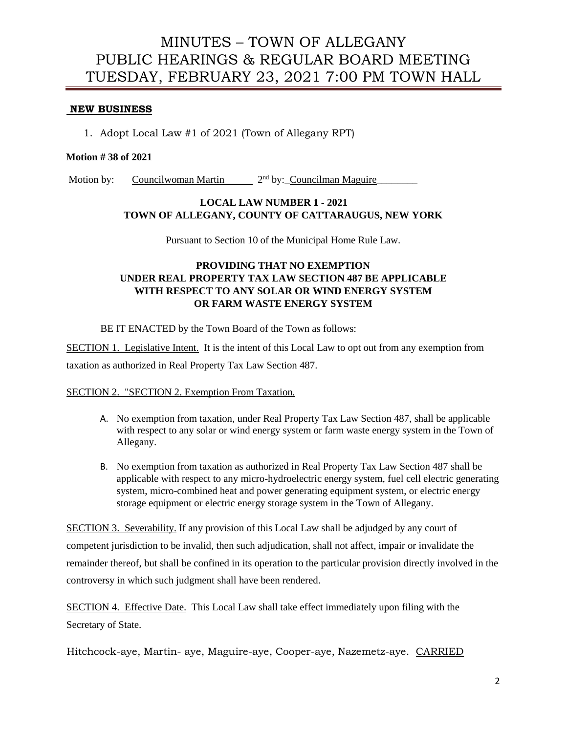# MINUTES – TOWN OF ALLEGANY
# PUBLIC HEARINGS & REGULAR BOARD MEETING
# TUESDAY, FEBRUARY 23, 2021 7:00 PM TOWN HALL

## NEW BUSINESS

1. Adopt Local Law #1 of 2021 (Town of Allegany RPT)

**Motion # 38 of 2021**

Motion by: Councilwoman Martin 2nd by: Councilman Maguire

**LOCAL LAW NUMBER 1 - 2021**
**TOWN OF ALLEGANY, COUNTY OF CATTARAUGUS, NEW YORK**

Pursuant to Section 10 of the Municipal Home Rule Law.

**PROVIDING THAT NO EXEMPTION**
**UNDER REAL PROPERTY TAX LAW SECTION 487 BE APPLICABLE**
**WITH RESPECT TO ANY SOLAR OR WIND ENERGY SYSTEM**
**OR FARM WASTE ENERGY SYSTEM**

BE IT ENACTED by the Town Board of the Town as follows:

SECTION 1. Legislative Intent. It is the intent of this Local Law to opt out from any exemption from taxation as authorized in Real Property Tax Law Section 487.

SECTION 2. "SECTION 2. Exemption From Taxation.

A. No exemption from taxation, under Real Property Tax Law Section 487, shall be applicable with respect to any solar or wind energy system or farm waste energy system in the Town of Allegany.

B. No exemption from taxation as authorized in Real Property Tax Law Section 487 shall be applicable with respect to any micro-hydroelectric energy system, fuel cell electric generating system, micro-combined heat and power generating equipment system, or electric energy storage equipment or electric energy storage system in the Town of Allegany.

SECTION 3. Severability. If any provision of this Local Law shall be adjudged by any court of competent jurisdiction to be invalid, then such adjudication, shall not affect, impair or invalidate the remainder thereof, but shall be confined in its operation to the particular provision directly involved in the controversy in which such judgment shall have been rendered.

SECTION 4. Effective Date. This Local Law shall take effect immediately upon filing with the Secretary of State.

Hitchcock-aye, Martin- aye, Maguire-aye, Cooper-aye, Nazemetz-aye. CARRIED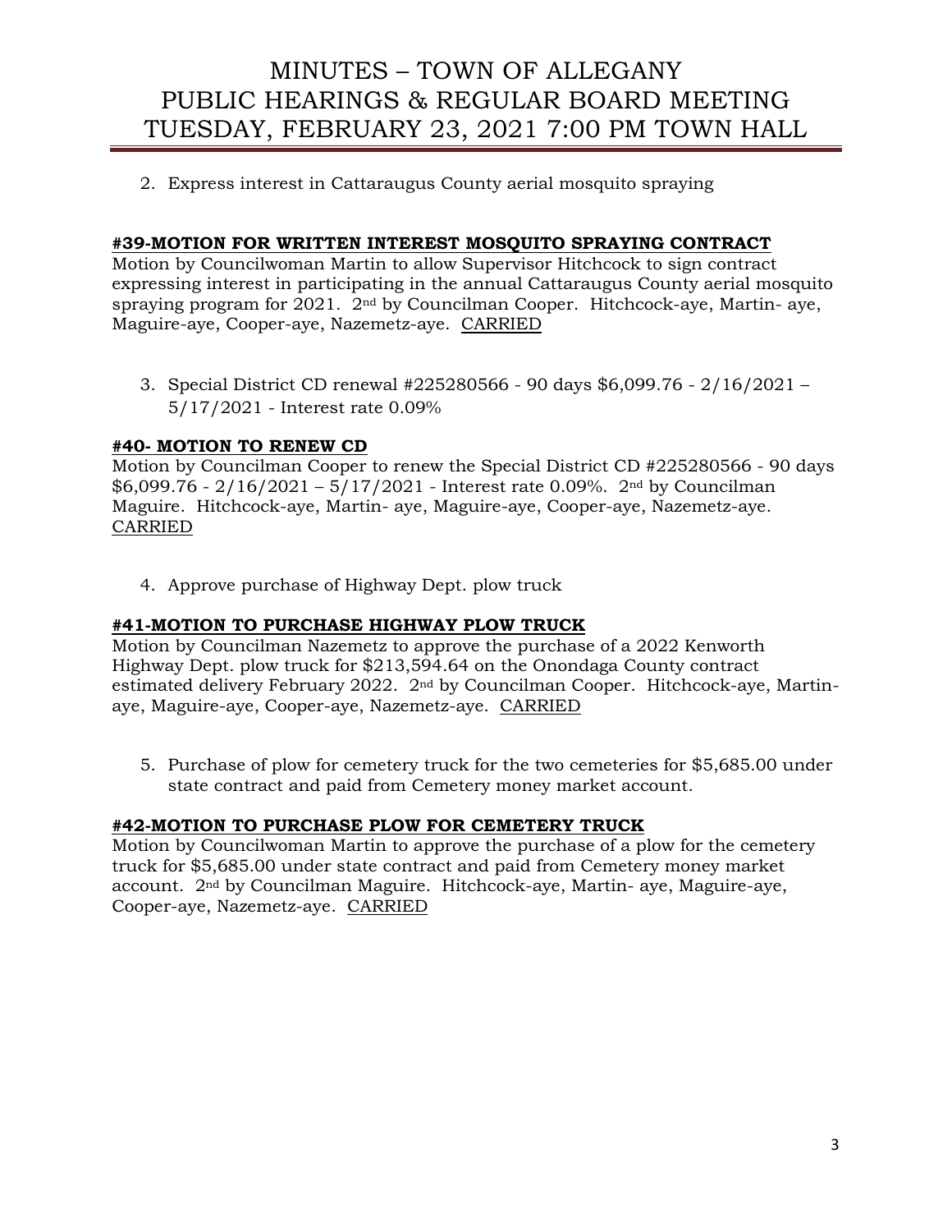2. Express interest in Cattaraugus County aerial mosquito spraying

**#39-MOTION FOR WRITTEN INTEREST MOSQUITO SPRAYING CONTRACT**

Motion by Councilwoman Martin to allow Supervisor Hitchcock to sign contract expressing interest in participating in the annual Cattaraugus County aerial mosquito spraying program for 2021. 2nd by Councilman Cooper. Hitchcock-aye, Martin- aye, Maguire-aye, Cooper-aye, Nazemetz-aye. CARRIED

3. Special District CD renewal #225280566 - 90 days $6,099.76 - 2/16/2021 – 5/17/2021 - Interest rate 0.09%

**#40- MOTION TO RENEW CD**

Motion by Councilman Cooper to renew the Special District CD #225280566 - 90 days $6,099.76 - 2/16/2021 – 5/17/2021 - Interest rate 0.09%. 2nd by Councilman Maguire. Hitchcock-aye, Martin- aye, Maguire-aye, Cooper-aye, Nazemetz-aye. CARRIED

4. Approve purchase of Highway Dept. plow truck

**#41-MOTION TO PURCHASE HIGHWAY PLOW TRUCK**

Motion by Councilman Nazemetz to approve the purchase of a 2022 Kenworth Highway Dept. plow truck for $213,594.64 on the Onondaga County contract estimated delivery February 2022. 2nd by Councilman Cooper. Hitchcock-aye, Martin-aye, Maguire-aye, Cooper-aye, Nazemetz-aye. CARRIED

5. Purchase of plow for cemetery truck for the two cemeteries for $5,685.00 under state contract and paid from Cemetery money market account.

**#42-MOTION TO PURCHASE PLOW FOR CEMETERY TRUCK**

Motion by Councilwoman Martin to approve the purchase of a plow for the cemetery truck for $5,685.00 under state contract and paid from Cemetery money market account. 2nd by Councilman Maguire. Hitchcock-aye, Martin- aye, Maguire-aye, Cooper-aye, Nazemetz-aye. CARRIED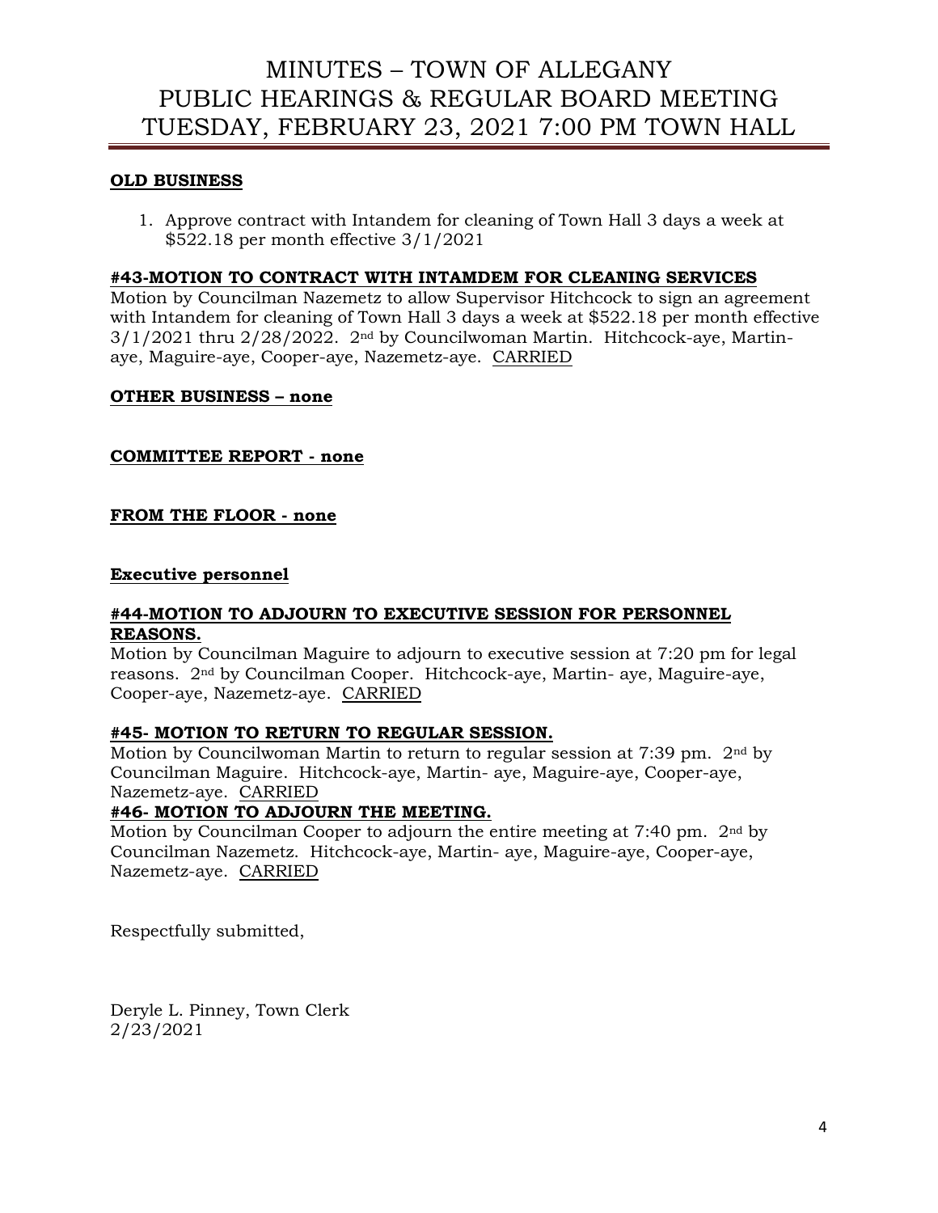# MINUTES – TOWN OF ALLEGANY PUBLIC HEARINGS & REGULAR BOARD MEETING TUESDAY, FEBRUARY 23, 2021 7:00 PM TOWN HALL

**OLD BUSINESS**

1. Approve contract with Intandem for cleaning of Town Hall 3 days a week at $522.18 per month effective 3/1/2021

**#43-MOTION TO CONTRACT WITH INTAMDEM FOR CLEANING SERVICES**

Motion by Councilman Nazemetz to allow Supervisor Hitchcock to sign an agreement with Intandem for cleaning of Town Hall 3 days a week at $522.18 per month effective 3/1/2021 thru 2/28/2022. 2nd by Councilwoman Martin. Hitchcock-aye, Martin-aye, Maguire-aye, Cooper-aye, Nazemetz-aye. CARRIED

**OTHER BUSINESS – none**

**COMMITTEE REPORT - none**

**FROM THE FLOOR - none**

**Executive personnel**

**#44-MOTION TO ADJOURN TO EXECUTIVE SESSION FOR PERSONNEL REASONS.**

Motion by Councilman Maguire to adjourn to executive session at 7:20 pm for legal reasons. 2nd by Councilman Cooper. Hitchcock-aye, Martin- aye, Maguire-aye, Cooper-aye, Nazemetz-aye. CARRIED

**#45- MOTION TO RETURN TO REGULAR SESSION.**

Motion by Councilwoman Martin to return to regular session at 7:39 pm. 2nd by Councilman Maguire. Hitchcock-aye, Martin- aye, Maguire-aye, Cooper-aye, Nazemetz-aye. CARRIED

**#46- MOTION TO ADJOURN THE MEETING.**

Motion by Councilman Cooper to adjourn the entire meeting at 7:40 pm. 2nd by Councilman Nazemetz. Hitchcock-aye, Martin- aye, Maguire-aye, Cooper-aye, Nazemetz-aye. CARRIED

Respectfully submitted,

Deryle L. Pinney, Town Clerk
2/23/2021